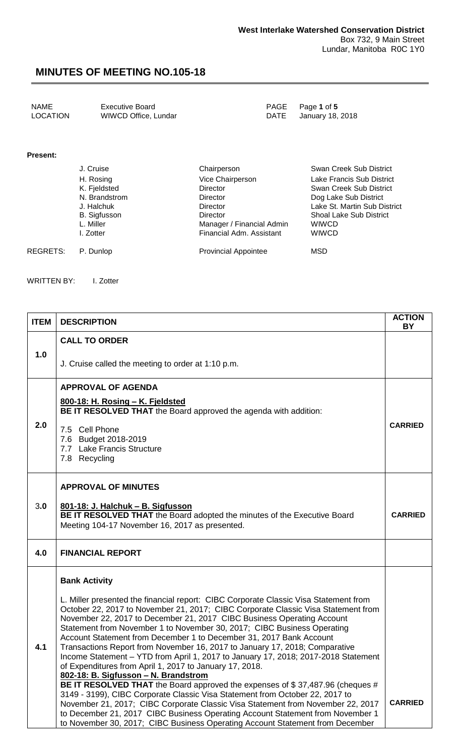**West Interlake Watershed Conservation District**
Box 732, 9 Main Street
Lundar, Manitoba R0C 1Y0

# MINUTES OF MEETING NO.105-18

| NAME | Executive Board | PAGE | Page **1** of **5** |
|---|---|---|---|
| LOCATION | WIWCD Office, Lundar | DATE | January 18, 2018 |

**Present:**

| | | |
|---|---|---|
| J. Cruise | Chairperson | Swan Creek Sub District |
| H. Rosing | Vice Chairperson | Lake Francis Sub District |
| K. Fjeldsted | Director | Swan Creek Sub District |
| N. Brandstrom | Director | Dog Lake Sub District |
| J. Halchuk | Director | Lake St. Martin Sub District |
| B. Sigfusson | Director | Shoal Lake Sub District |
| L. Miller | Manager / Financial Admin | WIWCD |
| I. Zotter | Financial Adm. Assistant | WIWCD |

REGRETS: P. Dunlop — Provincial Appointee — MSD

WRITTEN BY: I. Zotter

| ITEM | DESCRIPTION | ACTION BY |
|---|---|---|
| 1.0 | **CALL TO ORDER**<br><br>J. Cruise called the meeting to order at 1:10 p.m. | |
| 2.0 | **APPROVAL OF AGENDA**<br><br>**800-18: H. Rosing – K. Fjeldsted**<br>**BE IT RESOLVED THAT** the Board approved the agenda with addition:<br><br>7.5 Cell Phone<br>7.6 Budget 2018-2019<br>7.7 Lake Francis Structure<br>7.8 Recycling | **CARRIED** |
| 3.0 | **APPROVAL OF MINUTES**<br><br>**801-18: J. Halchuk – B. Sigfusson**<br>**BE IT RESOLVED THAT** the Board adopted the minutes of the Executive Board Meeting 104-17 November 16, 2017 as presented. | **CARRIED** |
| 4.0 | **FINANCIAL REPORT** | |
| 4.1 | **Bank Activity**<br><br>L. Miller presented the financial report: CIBC Corporate Classic Visa Statement from October 22, 2017 to November 21, 2017; CIBC Corporate Classic Visa Statement from November 22, 2017 to December 21, 2017 CIBC Business Operating Account Statement from November 1 to November 30, 2017; CIBC Business Operating Account Statement from December 1 to December 31, 2017 Bank Account Transactions Report from November 16, 2017 to January 17, 2018; Comparative Income Statement – YTD from April 1, 2017 to January 17, 2018; 2017-2018 Statement of Expenditures from April 1, 2017 to January 17, 2018.<br>**802-18: B. Sigfusson – N. Brandstrom**<br>**BE IT RESOLVED THAT** the Board approved the expenses of $ 37,487.96 (cheques # 3149 - 3199), CIBC Corporate Classic Visa Statement from October 22, 2017 to November 21, 2017; CIBC Corporate Classic Visa Statement from November 22, 2017 to December 21, 2017 CIBC Business Operating Account Statement from November 1 to November 30, 2017; CIBC Business Operating Account Statement from December | **CARRIED** |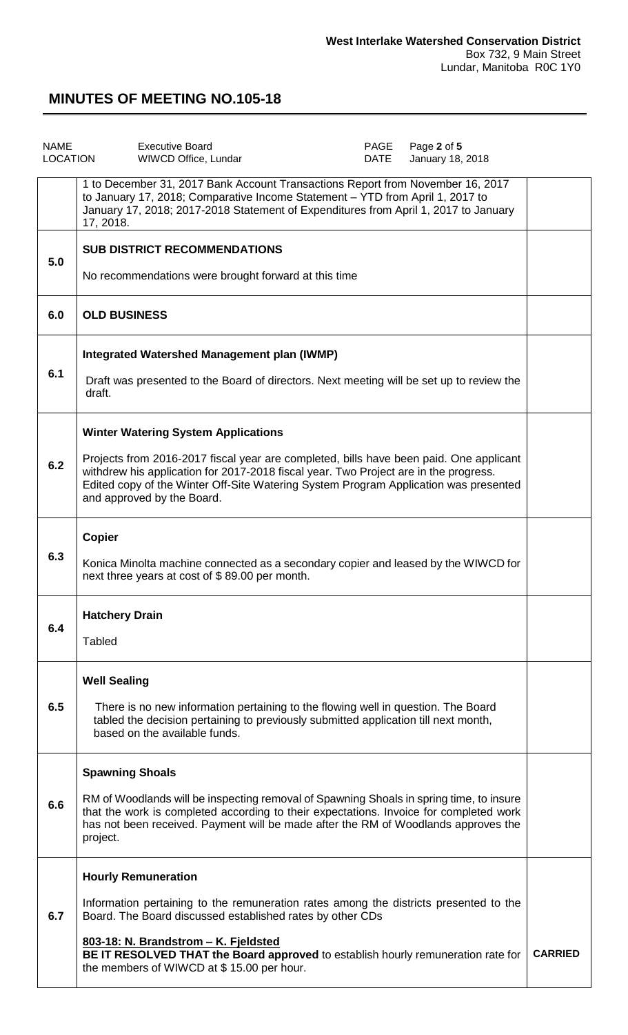# MINUTES OF MEETING NO.105-18

| NAME | Executive Board | PAGE | Page 2 of 5 |
|---|---|---|---|
| LOCATION | WIWCD Office, Lundar | DATE | January 18, 2018 |

| | | |
|---|---|---|
| | 1 to December 31, 2017 Bank Account Transactions Report from November 16, 2017 to January 17, 2018; Comparative Income Statement – YTD from April 1, 2017 to January 17, 2018; 2017-2018 Statement of Expenditures from April 1, 2017 to January 17, 2018. | |
| 5.0 | **SUB DISTRICT RECOMMENDATIONS**<br><br>No recommendations were brought forward at this time | |
| 6.0 | **OLD BUSINESS** | |
| 6.1 | **Integrated Watershed Management plan (IWMP)**<br><br>Draft was presented to the Board of directors. Next meeting will be set up to review the draft. | |
| 6.2 | **Winter Watering System Applications**<br><br>Projects from 2016-2017 fiscal year are completed, bills have been paid. One applicant withdrew his application for 2017-2018 fiscal year. Two Project are in the progress. Edited copy of the Winter Off-Site Watering System Program Application was presented and approved by the Board. | |
| 6.3 | **Copier**<br><br>Konica Minolta machine connected as a secondary copier and leased by the WIWCD for next three years at cost of $ 89.00 per month. | |
| 6.4 | **Hatchery Drain**<br><br>Tabled | |
| 6.5 | **Well Sealing**<br><br>There is no new information pertaining to the flowing well in question. The Board tabled the decision pertaining to previously submitted application till next month, based on the available funds. | |
| 6.6 | **Spawning Shoals**<br><br>RM of Woodlands will be inspecting removal of Spawning Shoals in spring time, to insure that the work is completed according to their expectations. Invoice for completed work has not been received. Payment will be made after the RM of Woodlands approves the project. | |
| 6.7 | **Hourly Remuneration**<br><br>Information pertaining to the remuneration rates among the districts presented to the Board. The Board discussed established rates by other CDs<br><br>**803-18: N. Brandstrom – K. Fjeldsted**<br>**BE IT RESOLVED THAT the Board approved** to establish hourly remuneration rate for the members of WIWCD at $ 15.00 per hour. | **CARRIED** |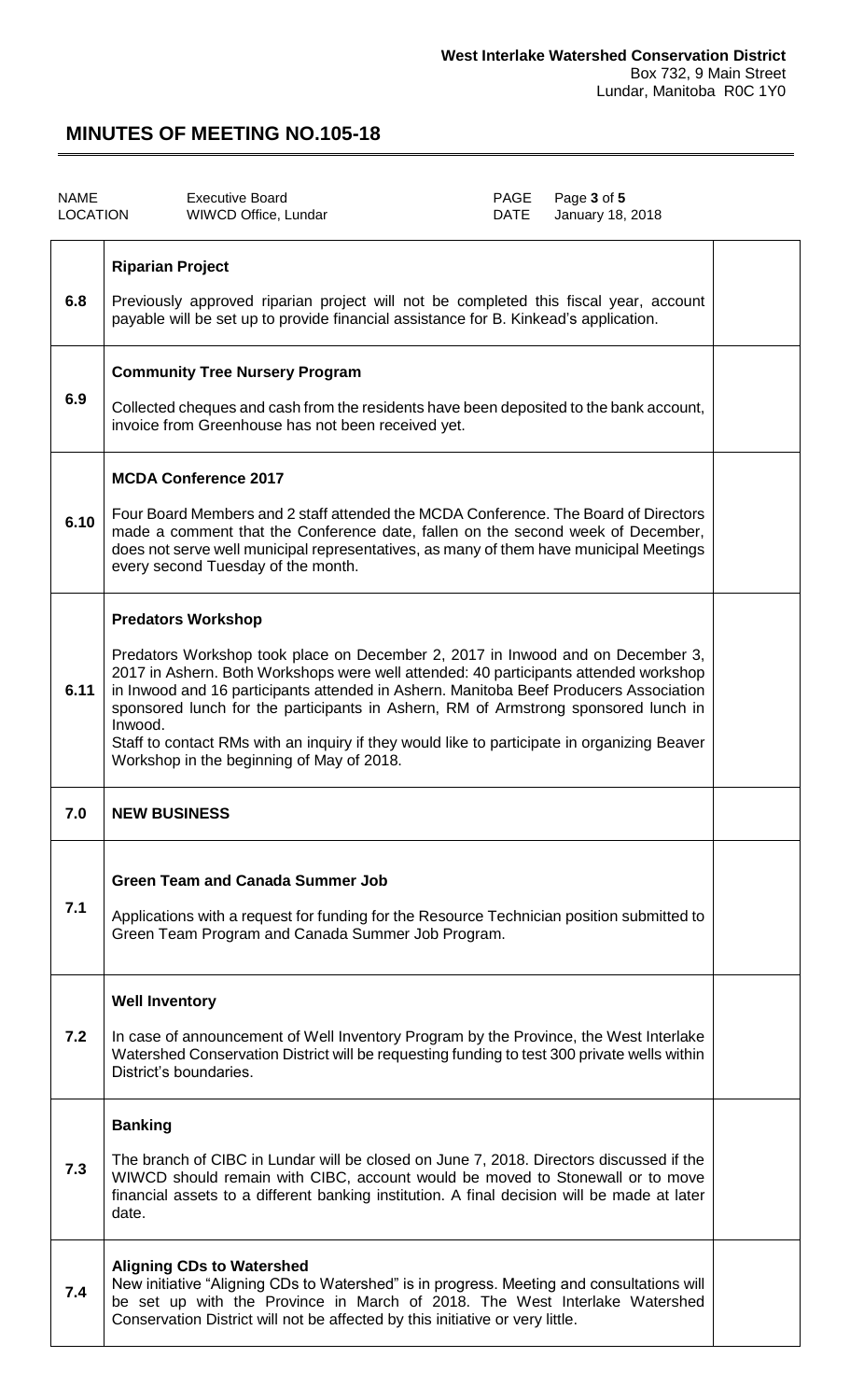**West Interlake Watershed Conservation District**
Box 732, 9 Main Street
Lundar, Manitoba R0C 1Y0

# MINUTES OF MEETING NO.105-18

| NAME | Executive Board | PAGE | Page **3** of **5** |
|---|---|---|---|
| LOCATION | WIWCD Office, Lundar | DATE | January 18, 2018 |

| | | |
|---|---|---|
| 6.8 | **Riparian Project**<br><br>Previously approved riparian project will not be completed this fiscal year, account payable will be set up to provide financial assistance for B. Kinkead's application. | |
| 6.9 | **Community Tree Nursery Program**<br><br>Collected cheques and cash from the residents have been deposited to the bank account, invoice from Greenhouse has not been received yet. | |
| 6.10 | **MCDA Conference 2017**<br><br>Four Board Members and 2 staff attended the MCDA Conference. The Board of Directors made a comment that the Conference date, fallen on the second week of December, does not serve well municipal representatives, as many of them have municipal Meetings every second Tuesday of the month. | |
| 6.11 | **Predators Workshop**<br><br>Predators Workshop took place on December 2, 2017 in Inwood and on December 3, 2017 in Ashern. Both Workshops were well attended: 40 participants attended workshop in Inwood and 16 participants attended in Ashern. Manitoba Beef Producers Association sponsored lunch for the participants in Ashern, RM of Armstrong sponsored lunch in Inwood.<br>Staff to contact RMs with an inquiry if they would like to participate in organizing Beaver Workshop in the beginning of May of 2018. | |
| 7.0 | **NEW BUSINESS** | |
| 7.1 | **Green Team and Canada Summer Job**<br><br>Applications with a request for funding for the Resource Technician position submitted to Green Team Program and Canada Summer Job Program. | |
| 7.2 | **Well Inventory**<br><br>In case of announcement of Well Inventory Program by the Province, the West Interlake Watershed Conservation District will be requesting funding to test 300 private wells within District's boundaries. | |
| 7.3 | **Banking**<br><br>The branch of CIBC in Lundar will be closed on June 7, 2018. Directors discussed if the WIWCD should remain with CIBC, account would be moved to Stonewall or to move financial assets to a different banking institution. A final decision will be made at later date. | |
| 7.4 | **Aligning CDs to Watershed**<br>New initiative "Aligning CDs to Watershed" is in progress. Meeting and consultations will be set up with the Province in March of 2018. The West Interlake Watershed Conservation District will not be affected by this initiative or very little. | |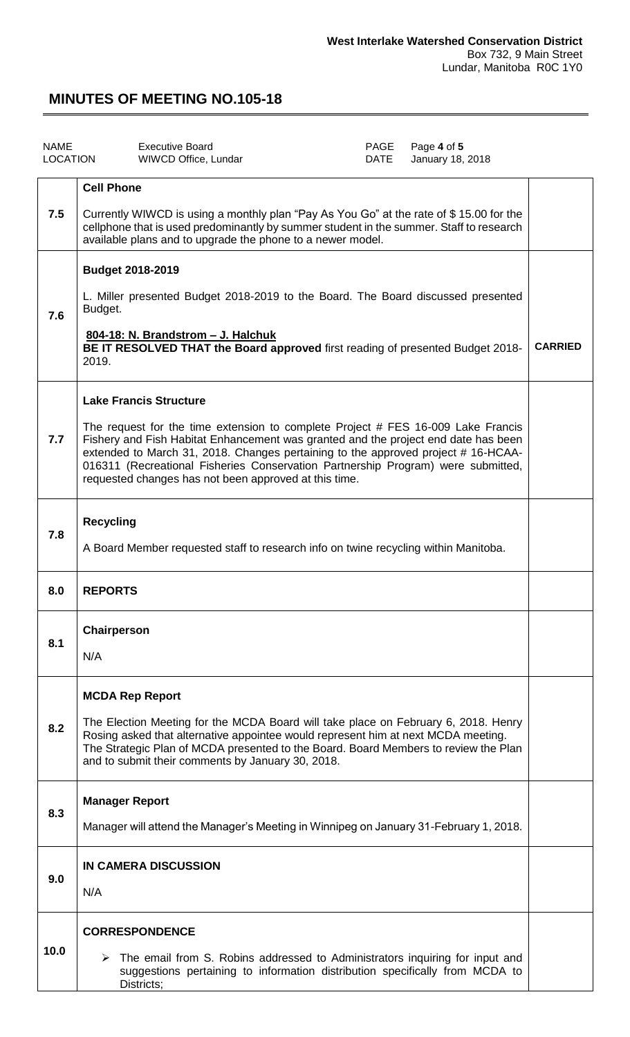**West Interlake Watershed Conservation District**
Box 732, 9 Main Street
Lundar, Manitoba R0C 1Y0

# MINUTES OF MEETING NO.105-18

| NAME | Executive Board | PAGE | Page **4** of **5** |
|---|---|---|---|
| LOCATION | WIWCD Office, Lundar | DATE | January 18, 2018 |

| | | |
|---|---|---|
| 7.5 | **Cell Phone**<br><br>Currently WIWCD is using a monthly plan "Pay As You Go" at the rate of $ 15.00 for the cellphone that is used predominantly by summer student in the summer. Staff to research available plans and to upgrade the phone to a newer model. | |
| 7.6 | **Budget 2018-2019**<br><br>L. Miller presented Budget 2018-2019 to the Board. The Board discussed presented Budget.<br><br>**804-18: N. Brandstrom – J. Halchuk**<br>**BE IT RESOLVED THAT the Board approved** first reading of presented Budget 2018-2019. | **CARRIED** |
| 7.7 | **Lake Francis Structure**<br><br>The request for the time extension to complete Project # FES 16-009 Lake Francis Fishery and Fish Habitat Enhancement was granted and the project end date has been extended to March 31, 2018. Changes pertaining to the approved project # 16-HCAA-016311 (Recreational Fisheries Conservation Partnership Program) were submitted, requested changes has not been approved at this time. | |
| 7.8 | **Recycling**<br><br>A Board Member requested staff to research info on twine recycling within Manitoba. | |
| 8.0 | **REPORTS** | |
| 8.1 | **Chairperson**<br><br>N/A | |
| 8.2 | **MCDA Rep Report**<br><br>The Election Meeting for the MCDA Board will take place on February 6, 2018. Henry Rosing asked that alternative appointee would represent him at next MCDA meeting. The Strategic Plan of MCDA presented to the Board. Board Members to review the Plan and to submit their comments by January 30, 2018. | |
| 8.3 | **Manager Report**<br><br>Manager will attend the Manager's Meeting in Winnipeg on January 31-February 1, 2018. | |
| 9.0 | **IN CAMERA DISCUSSION**<br><br>N/A | |
| 10.0 | **CORRESPONDENCE**<br><br>➢ The email from S. Robins addressed to Administrators inquiring for input and suggestions pertaining to information distribution specifically from MCDA to Districts; | |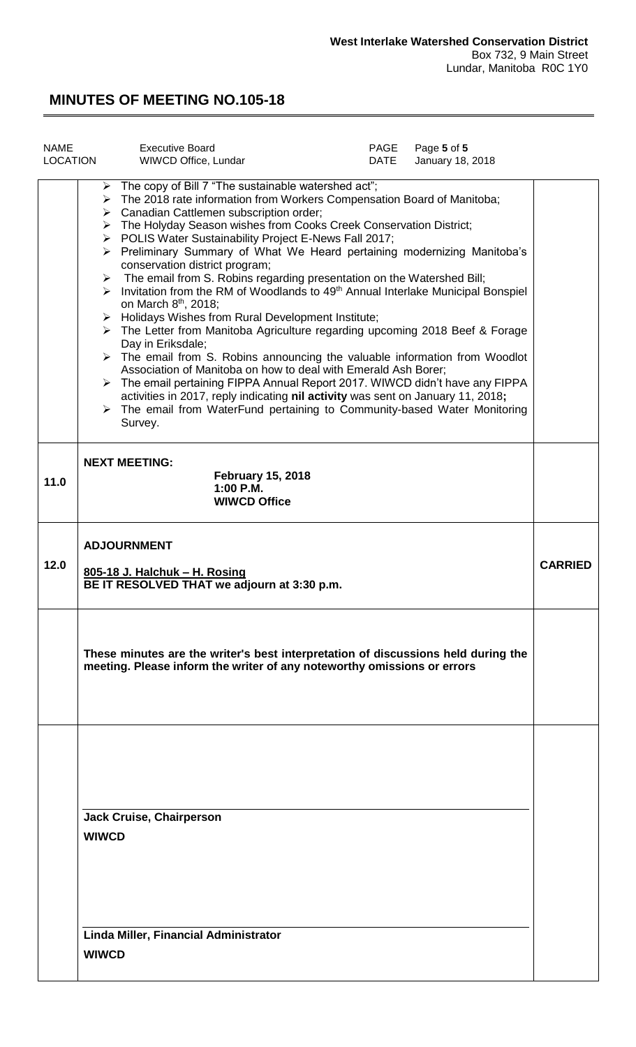**West Interlake Watershed Conservation District**
Box 732, 9 Main Street
Lundar, Manitoba R0C 1Y0

# MINUTES OF MEETING NO.105-18

| | | | |
|---|---|---|---|
| NAME | Executive Board | PAGE | Page **5** of **5** |
| LOCATION | WIWCD Office, Lundar | DATE | January 18, 2018 |

- The copy of Bill 7 "The sustainable watershed act";
- The 2018 rate information from Workers Compensation Board of Manitoba;
- Canadian Cattlemen subscription order;
- The Holyday Season wishes from Cooks Creek Conservation District;
- POLIS Water Sustainability Project E-News Fall 2017;
- Preliminary Summary of What We Heard pertaining modernizing Manitoba's conservation district program;
- The email from S. Robins regarding presentation on the Watershed Bill;
- Invitation from the RM of Woodlands to 49th Annual Interlake Municipal Bonspiel on March 8th, 2018;
- Holidays Wishes from Rural Development Institute;
- The Letter from Manitoba Agriculture regarding upcoming 2018 Beef & Forage Day in Eriksdale;
- The email from S. Robins announcing the valuable information from Woodlot Association of Manitoba on how to deal with Emerald Ash Borer;
- The email pertaining FIPPA Annual Report 2017. WIWCD didn't have any FIPPA activities in 2017, reply indicating **nil activity** was sent on January 11, 2018**;**
- The email from WaterFund pertaining to Community-based Water Monitoring Survey.

| | | |
|---|---|---|
| **11.0** | **NEXT MEETING:**<br>**February 15, 2018**<br>**1:00 P.M.**<br>**WIWCD Office** | |
| **12.0** | **ADJOURNMENT**<br><br>**805-18 J. Halchuk – H. Rosing**<br>**BE IT RESOLVED THAT we adjourn at 3:30 p.m.** | **CARRIED** |

**These minutes are the writer's best interpretation of discussions held during the meeting. Please inform the writer of any noteworthy omissions or errors**

**Jack Cruise, Chairperson**
**WIWCD**

**Linda Miller, Financial Administrator**
**WIWCD**